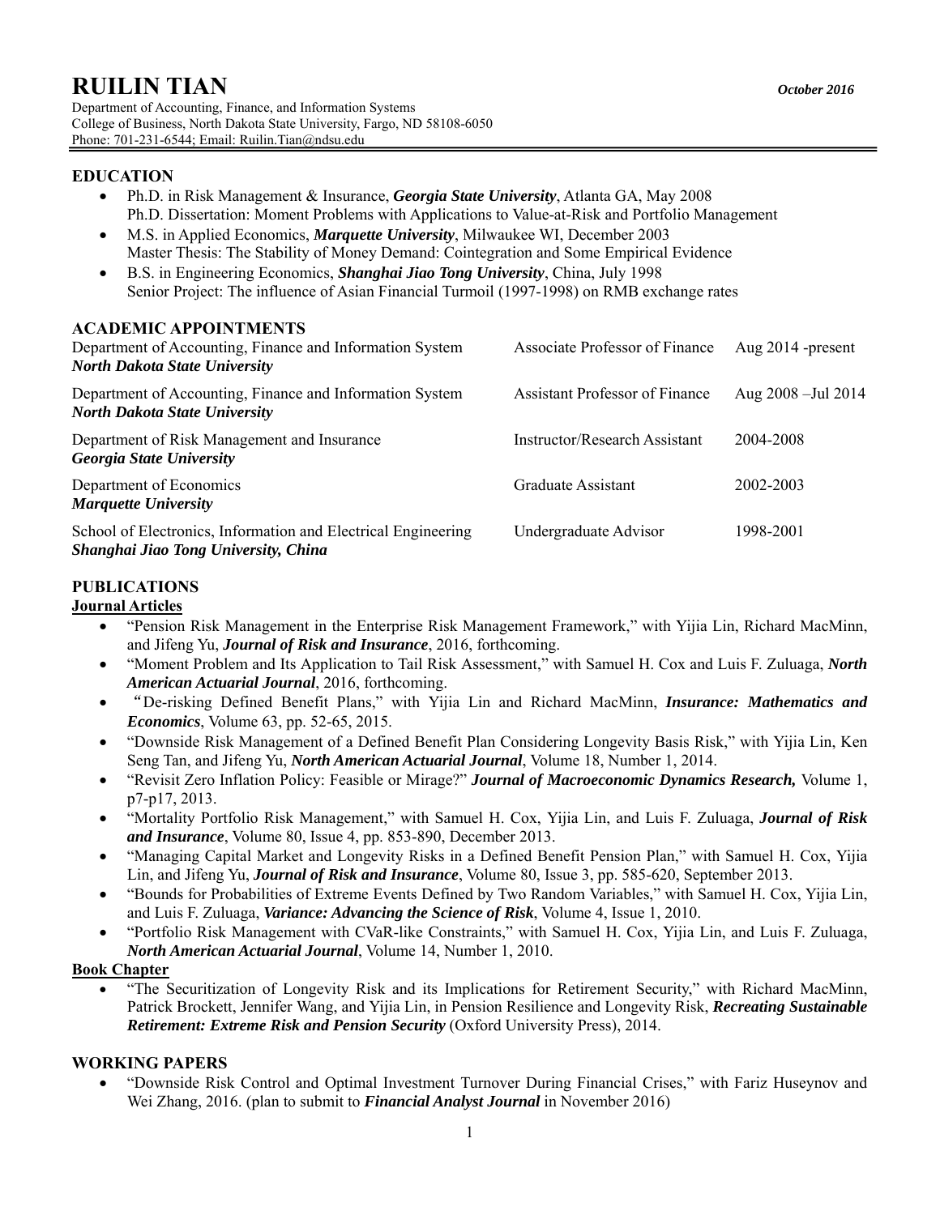# RUILIN TIAN

***October 2016***

Department of Accounting, Finance, and Information Systems
College of Business, North Dakota State University, Fargo, ND 58108-6050
Phone: 701-231-6544; Email: Ruilin.Tian@ndsu.edu

## EDUCATION

- Ph.D. in Risk Management & Insurance, ***Georgia State University***, Atlanta GA, May 2008
  Ph.D. Dissertation: Moment Problems with Applications to Value-at-Risk and Portfolio Management
- M.S. in Applied Economics, ***Marquette University***, Milwaukee WI, December 2003
  Master Thesis: The Stability of Money Demand: Cointegration and Some Empirical Evidence
- B.S. in Engineering Economics, ***Shanghai Jiao Tong University***, China, July 1998
  Senior Project: The influence of Asian Financial Turmoil (1997-1998) on RMB exchange rates

## ACADEMIC APPOINTMENTS

| | | |
|---|---|---|
| Department of Accounting, Finance and Information System<br>***North Dakota State University*** | Associate Professor of Finance | Aug 2014 -present |
| Department of Accounting, Finance and Information System<br>***North Dakota State University*** | Assistant Professor of Finance | Aug 2008 –Jul 2014 |
| Department of Risk Management and Insurance<br>***Georgia State University*** | Instructor/Research Assistant | 2004-2008 |
| Department of Economics<br>***Marquette University*** | Graduate Assistant | 2002-2003 |
| School of Electronics, Information and Electrical Engineering<br>***Shanghai Jiao Tong University, China*** | Undergraduate Advisor | 1998-2001 |

## PUBLICATIONS

### Journal Articles

- "Pension Risk Management in the Enterprise Risk Management Framework," with Yijia Lin, Richard MacMinn, and Jifeng Yu, ***Journal of Risk and Insurance***, 2016, forthcoming.
- "Moment Problem and Its Application to Tail Risk Assessment," with Samuel H. Cox and Luis F. Zuluaga, ***North American Actuarial Journal***, 2016, forthcoming.
- "De-risking Defined Benefit Plans," with Yijia Lin and Richard MacMinn, ***Insurance: Mathematics and Economics***, Volume 63, pp. 52-65, 2015.
- "Downside Risk Management of a Defined Benefit Plan Considering Longevity Basis Risk," with Yijia Lin, Ken Seng Tan, and Jifeng Yu, ***North American Actuarial Journal***, Volume 18, Number 1, 2014.
- "Revisit Zero Inflation Policy: Feasible or Mirage?" ***Journal of Macroeconomic Dynamics Research,*** Volume 1, p7-p17, 2013.
- "Mortality Portfolio Risk Management," with Samuel H. Cox, Yijia Lin, and Luis F. Zuluaga, ***Journal of Risk and Insurance***, Volume 80, Issue 4, pp. 853-890, December 2013.
- "Managing Capital Market and Longevity Risks in a Defined Benefit Pension Plan," with Samuel H. Cox, Yijia Lin, and Jifeng Yu, ***Journal of Risk and Insurance***, Volume 80, Issue 3, pp. 585-620, September 2013.
- "Bounds for Probabilities of Extreme Events Defined by Two Random Variables," with Samuel H. Cox, Yijia Lin, and Luis F. Zuluaga, ***Variance: Advancing the Science of Risk***, Volume 4, Issue 1, 2010.
- "Portfolio Risk Management with CVaR-like Constraints," with Samuel H. Cox, Yijia Lin, and Luis F. Zuluaga, ***North American Actuarial Journal***, Volume 14, Number 1, 2010.

### Book Chapter

- "The Securitization of Longevity Risk and its Implications for Retirement Security," with Richard MacMinn, Patrick Brockett, Jennifer Wang, and Yijia Lin, in Pension Resilience and Longevity Risk, ***Recreating Sustainable Retirement: Extreme Risk and Pension Security*** (Oxford University Press), 2014.

## WORKING PAPERS

- "Downside Risk Control and Optimal Investment Turnover During Financial Crises," with Fariz Huseynov and Wei Zhang, 2016. (plan to submit to ***Financial Analyst Journal*** in November 2016)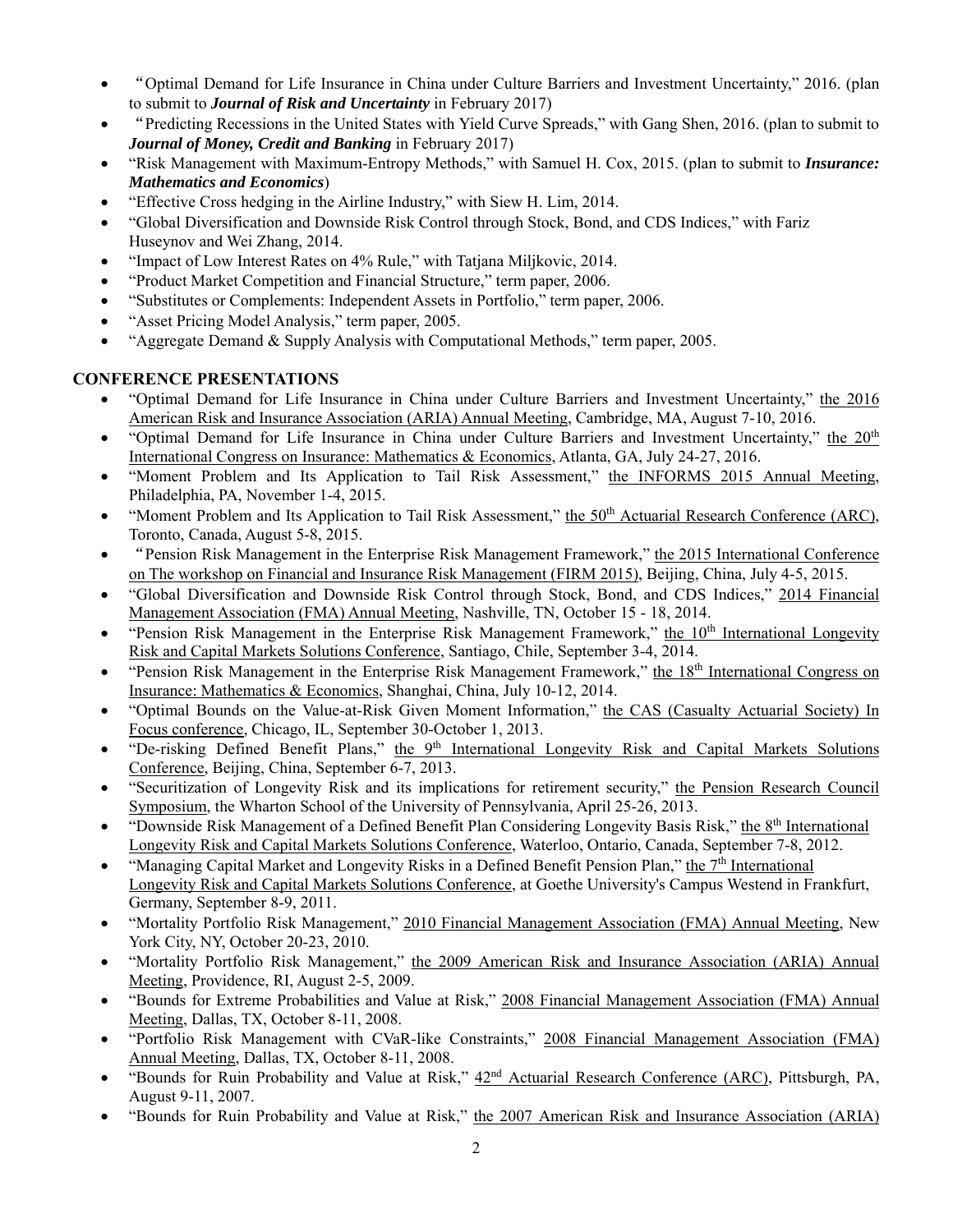- "Optimal Demand for Life Insurance in China under Culture Barriers and Investment Uncertainty," 2016. (plan to submit to ***Journal of Risk and Uncertainty*** in February 2017)
- "Predicting Recessions in the United States with Yield Curve Spreads," with Gang Shen, 2016. (plan to submit to ***Journal of Money, Credit and Banking*** in February 2017)
- "Risk Management with Maximum-Entropy Methods," with Samuel H. Cox, 2015. (plan to submit to ***Insurance: Mathematics and Economics***)
- "Effective Cross hedging in the Airline Industry," with Siew H. Lim, 2014.
- "Global Diversification and Downside Risk Control through Stock, Bond, and CDS Indices," with Fariz Huseynov and Wei Zhang, 2014.
- "Impact of Low Interest Rates on 4% Rule," with Tatjana Miljkovic, 2014.
- "Product Market Competition and Financial Structure," term paper, 2006.
- "Substitutes or Complements: Independent Assets in Portfolio," term paper, 2006.
- "Asset Pricing Model Analysis," term paper, 2005.
- "Aggregate Demand & Supply Analysis with Computational Methods," term paper, 2005.

## CONFERENCE PRESENTATIONS

- "Optimal Demand for Life Insurance in China under Culture Barriers and Investment Uncertainty," the 2016 American Risk and Insurance Association (ARIA) Annual Meeting, Cambridge, MA, August 7-10, 2016.
- "Optimal Demand for Life Insurance in China under Culture Barriers and Investment Uncertainty," the 20th International Congress on Insurance: Mathematics & Economics, Atlanta, GA, July 24-27, 2016.
- "Moment Problem and Its Application to Tail Risk Assessment," the INFORMS 2015 Annual Meeting, Philadelphia, PA, November 1-4, 2015.
- "Moment Problem and Its Application to Tail Risk Assessment," the 50th Actuarial Research Conference (ARC), Toronto, Canada, August 5-8, 2015.
- "Pension Risk Management in the Enterprise Risk Management Framework," the 2015 International Conference on The workshop on Financial and Insurance Risk Management (FIRM 2015), Beijing, China, July 4-5, 2015.
- "Global Diversification and Downside Risk Control through Stock, Bond, and CDS Indices," 2014 Financial Management Association (FMA) Annual Meeting, Nashville, TN, October 15 - 18, 2014.
- "Pension Risk Management in the Enterprise Risk Management Framework," the 10th International Longevity Risk and Capital Markets Solutions Conference, Santiago, Chile, September 3-4, 2014.
- "Pension Risk Management in the Enterprise Risk Management Framework," the 18th International Congress on Insurance: Mathematics & Economics, Shanghai, China, July 10-12, 2014.
- "Optimal Bounds on the Value-at-Risk Given Moment Information," the CAS (Casualty Actuarial Society) In Focus conference, Chicago, IL, September 30-October 1, 2013.
- "De-risking Defined Benefit Plans," the 9th International Longevity Risk and Capital Markets Solutions Conference, Beijing, China, September 6-7, 2013.
- "Securitization of Longevity Risk and its implications for retirement security," the Pension Research Council Symposium, the Wharton School of the University of Pennsylvania, April 25-26, 2013.
- "Downside Risk Management of a Defined Benefit Plan Considering Longevity Basis Risk," the 8th International Longevity Risk and Capital Markets Solutions Conference, Waterloo, Ontario, Canada, September 7-8, 2012.
- "Managing Capital Market and Longevity Risks in a Defined Benefit Pension Plan," the 7th International Longevity Risk and Capital Markets Solutions Conference, at Goethe University's Campus Westend in Frankfurt, Germany, September 8-9, 2011.
- "Mortality Portfolio Risk Management," 2010 Financial Management Association (FMA) Annual Meeting, New York City, NY, October 20-23, 2010.
- "Mortality Portfolio Risk Management," the 2009 American Risk and Insurance Association (ARIA) Annual Meeting, Providence, RI, August 2-5, 2009.
- "Bounds for Extreme Probabilities and Value at Risk," 2008 Financial Management Association (FMA) Annual Meeting, Dallas, TX, October 8-11, 2008.
- "Portfolio Risk Management with CVaR-like Constraints," 2008 Financial Management Association (FMA) Annual Meeting, Dallas, TX, October 8-11, 2008.
- "Bounds for Ruin Probability and Value at Risk," 42nd Actuarial Research Conference (ARC), Pittsburgh, PA, August 9-11, 2007.
- "Bounds for Ruin Probability and Value at Risk," the 2007 American Risk and Insurance Association (ARIA)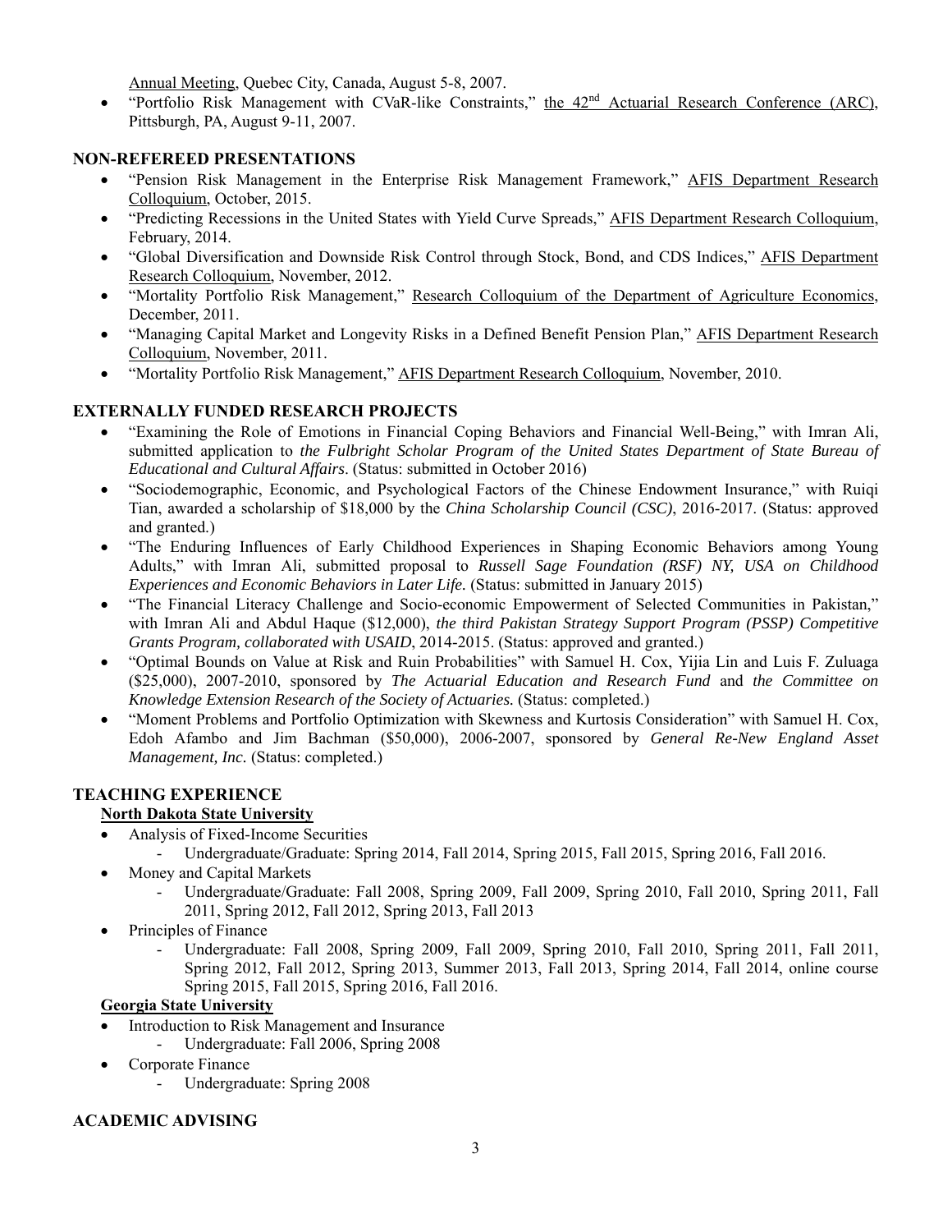Annual Meeting, Quebec City, Canada, August 5-8, 2007.

- "Portfolio Risk Management with CVaR-like Constraints," the 42nd Actuarial Research Conference (ARC), Pittsburgh, PA, August 9-11, 2007.

## NON-REFEREED PRESENTATIONS

- "Pension Risk Management in the Enterprise Risk Management Framework," AFIS Department Research Colloquium, October, 2015.
- "Predicting Recessions in the United States with Yield Curve Spreads," AFIS Department Research Colloquium, February, 2014.
- "Global Diversification and Downside Risk Control through Stock, Bond, and CDS Indices," AFIS Department Research Colloquium, November, 2012.
- "Mortality Portfolio Risk Management," Research Colloquium of the Department of Agriculture Economics, December, 2011.
- "Managing Capital Market and Longevity Risks in a Defined Benefit Pension Plan," AFIS Department Research Colloquium, November, 2011.
- "Mortality Portfolio Risk Management," AFIS Department Research Colloquium, November, 2010.

## EXTERNALLY FUNDED RESEARCH PROJECTS

- "Examining the Role of Emotions in Financial Coping Behaviors and Financial Well-Being," with Imran Ali, submitted application to *the Fulbright Scholar Program of the United States Department of State Bureau of Educational and Cultural Affairs*. (Status: submitted in October 2016)
- "Sociodemographic, Economic, and Psychological Factors of the Chinese Endowment Insurance," with Ruiqi Tian, awarded a scholarship of $18,000 by the *China Scholarship Council (CSC)*, 2016-2017. (Status: approved and granted.)
- "The Enduring Influences of Early Childhood Experiences in Shaping Economic Behaviors among Young Adults," with Imran Ali, submitted proposal to *Russell Sage Foundation (RSF) NY, USA on Childhood Experiences and Economic Behaviors in Later Life.* (Status: submitted in January 2015)
- "The Financial Literacy Challenge and Socio-economic Empowerment of Selected Communities in Pakistan," with Imran Ali and Abdul Haque ($12,000), *the third Pakistan Strategy Support Program (PSSP) Competitive Grants Program, collaborated with USAID*, 2014-2015. (Status: approved and granted.)
- "Optimal Bounds on Value at Risk and Ruin Probabilities" with Samuel H. Cox, Yijia Lin and Luis F. Zuluaga ($25,000), 2007-2010, sponsored by *The Actuarial Education and Research Fund* and *the Committee on Knowledge Extension Research of the Society of Actuaries.* (Status: completed.)
- "Moment Problems and Portfolio Optimization with Skewness and Kurtosis Consideration" with Samuel H. Cox, Edoh Afambo and Jim Bachman ($50,000), 2006-2007, sponsored by *General Re-New England Asset Management, Inc.* (Status: completed.)

## TEACHING EXPERIENCE

**North Dakota State University**

- Analysis of Fixed-Income Securities
  - Undergraduate/Graduate: Spring 2014, Fall 2014, Spring 2015, Fall 2015, Spring 2016, Fall 2016.
- Money and Capital Markets
  - Undergraduate/Graduate: Fall 2008, Spring 2009, Fall 2009, Spring 2010, Fall 2010, Spring 2011, Fall 2011, Spring 2012, Fall 2012, Spring 2013, Fall 2013
- Principles of Finance
  - Undergraduate: Fall 2008, Spring 2009, Fall 2009, Spring 2010, Fall 2010, Spring 2011, Fall 2011, Spring 2012, Fall 2012, Spring 2013, Summer 2013, Fall 2013, Spring 2014, Fall 2014, online course Spring 2015, Fall 2015, Spring 2016, Fall 2016.

**Georgia State University**

- Introduction to Risk Management and Insurance
  - Undergraduate: Fall 2006, Spring 2008
- Corporate Finance
  - Undergraduate: Spring 2008

## ACADEMIC ADVISING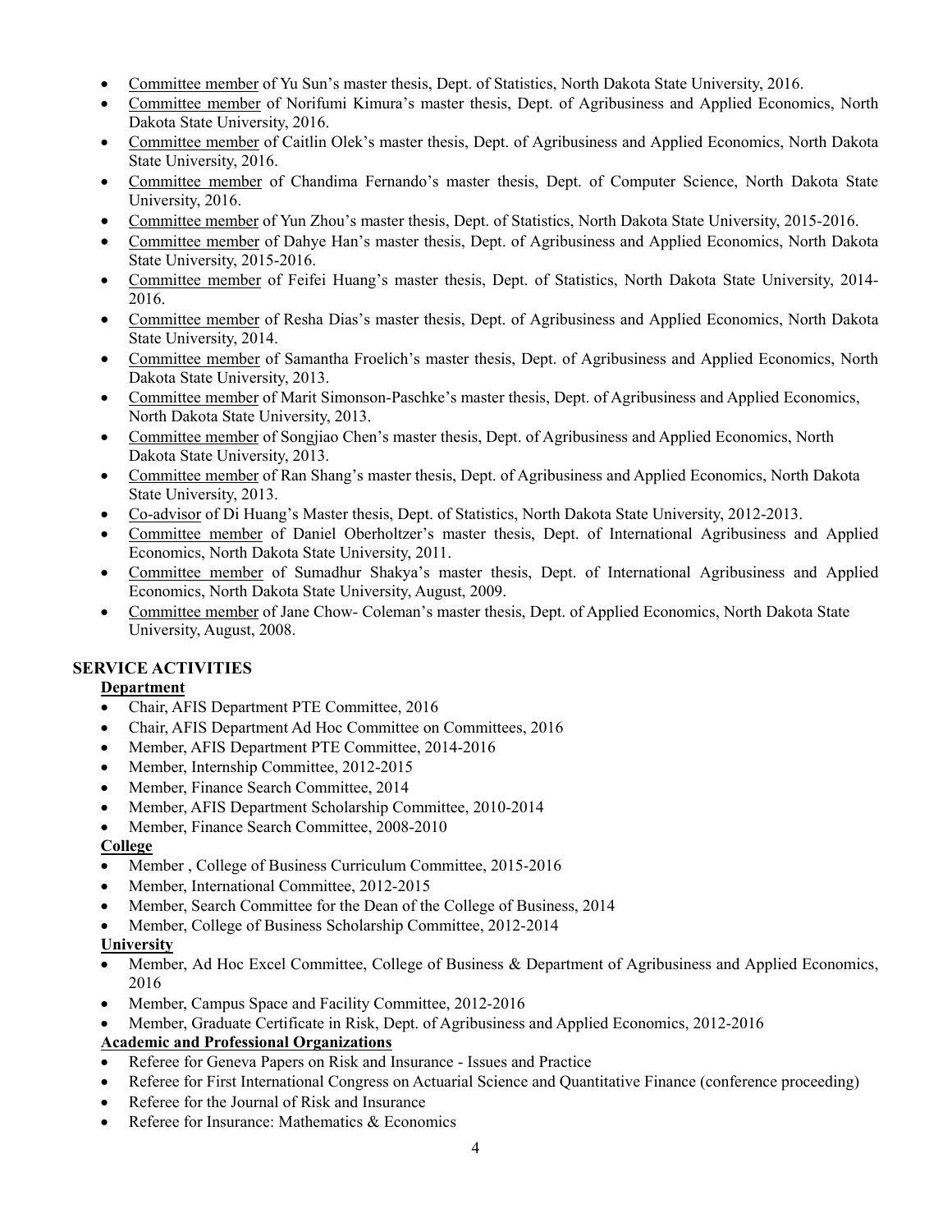- Committee member of Yu Sun's master thesis, Dept. of Statistics, North Dakota State University, 2016.
- Committee member of Norifumi Kimura's master thesis, Dept. of Agribusiness and Applied Economics, North Dakota State University, 2016.
- Committee member of Caitlin Olek's master thesis, Dept. of Agribusiness and Applied Economics, North Dakota State University, 2016.
- Committee member of Chandima Fernando's master thesis, Dept. of Computer Science, North Dakota State University, 2016.
- Committee member of Yun Zhou's master thesis, Dept. of Statistics, North Dakota State University, 2015-2016.
- Committee member of Dahye Han's master thesis, Dept. of Agribusiness and Applied Economics, North Dakota State University, 2015-2016.
- Committee member of Feifei Huang's master thesis, Dept. of Statistics, North Dakota State University, 2014-2016.
- Committee member of Resha Dias's master thesis, Dept. of Agribusiness and Applied Economics, North Dakota State University, 2014.
- Committee member of Samantha Froelich's master thesis, Dept. of Agribusiness and Applied Economics, North Dakota State University, 2013.
- Committee member of Marit Simonson-Paschke's master thesis, Dept. of Agribusiness and Applied Economics, North Dakota State University, 2013.
- Committee member of Songjiao Chen's master thesis, Dept. of Agribusiness and Applied Economics, North Dakota State University, 2013.
- Committee member of Ran Shang's master thesis, Dept. of Agribusiness and Applied Economics, North Dakota State University, 2013.
- Co-advisor of Di Huang's Master thesis, Dept. of Statistics, North Dakota State University, 2012-2013.
- Committee member of Daniel Oberholtzer's master thesis, Dept. of International Agribusiness and Applied Economics, North Dakota State University, 2011.
- Committee member of Sumadhur Shakya's master thesis, Dept. of International Agribusiness and Applied Economics, North Dakota State University, August, 2009.
- Committee member of Jane Chow- Coleman's master thesis, Dept. of Applied Economics, North Dakota State University, August, 2008.

## SERVICE ACTIVITIES

**Department**

- Chair, AFIS Department PTE Committee, 2016
- Chair, AFIS Department Ad Hoc Committee on Committees, 2016
- Member, AFIS Department PTE Committee, 2014-2016
- Member, Internship Committee, 2012-2015
- Member, Finance Search Committee, 2014
- Member, AFIS Department Scholarship Committee, 2010-2014
- Member, Finance Search Committee, 2008-2010

**College**

- Member , College of Business Curriculum Committee, 2015-2016
- Member, International Committee, 2012-2015
- Member, Search Committee for the Dean of the College of Business, 2014
- Member, College of Business Scholarship Committee, 2012-2014

**University**

- Member, Ad Hoc Excel Committee, College of Business & Department of Agribusiness and Applied Economics, 2016
- Member, Campus Space and Facility Committee, 2012-2016
- Member, Graduate Certificate in Risk, Dept. of Agribusiness and Applied Economics, 2012-2016

**Academic and Professional Organizations**

- Referee for Geneva Papers on Risk and Insurance - Issues and Practice
- Referee for First International Congress on Actuarial Science and Quantitative Finance (conference proceeding)
- Referee for the Journal of Risk and Insurance
- Referee for Insurance: Mathematics & Economics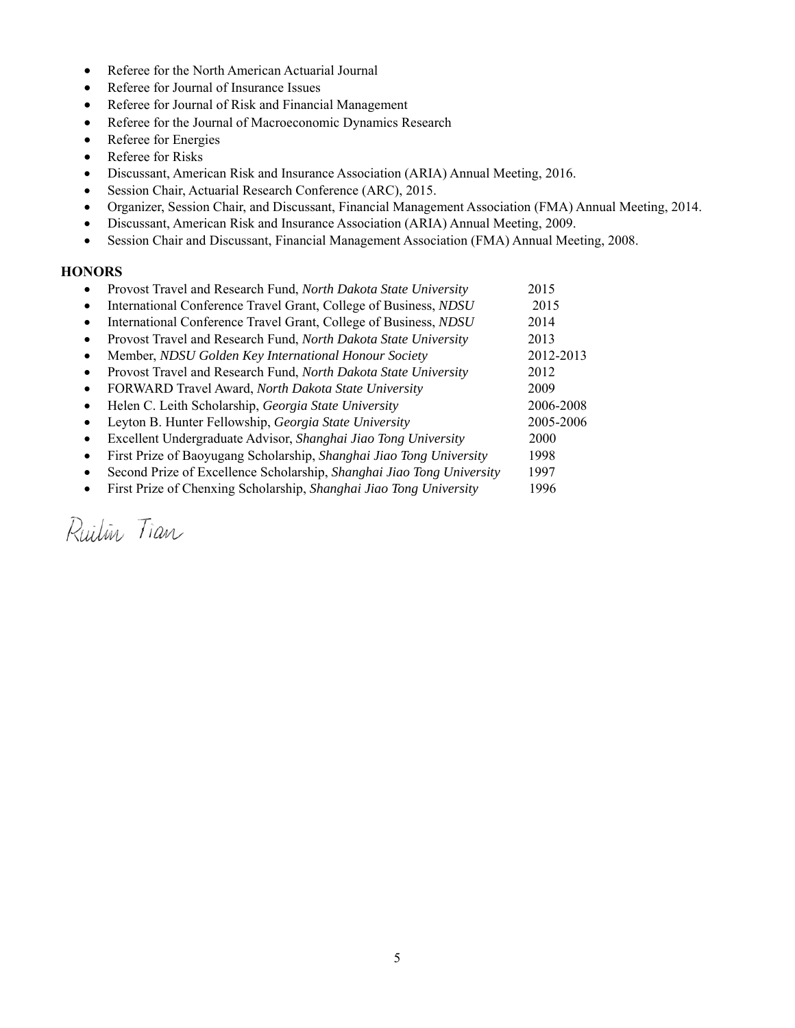- Referee for the North American Actuarial Journal
- Referee for Journal of Insurance Issues
- Referee for Journal of Risk and Financial Management
- Referee for the Journal of Macroeconomic Dynamics Research
- Referee for Energies
- Referee for Risks
- Discussant, American Risk and Insurance Association (ARIA) Annual Meeting, 2016.
- Session Chair, Actuarial Research Conference (ARC), 2015.
- Organizer, Session Chair, and Discussant, Financial Management Association (FMA) Annual Meeting, 2014.
- Discussant, American Risk and Insurance Association (ARIA) Annual Meeting, 2009.
- Session Chair and Discussant, Financial Management Association (FMA) Annual Meeting, 2008.

**HONORS**

- Provost Travel and Research Fund, *North Dakota State University* 2015
- International Conference Travel Grant, College of Business, *NDSU* 2015
- International Conference Travel Grant, College of Business, *NDSU* 2014
- Provost Travel and Research Fund, *North Dakota State University* 2013
- Member, *NDSU Golden Key International Honour Society* 2012-2013
- Provost Travel and Research Fund, *North Dakota State University* 2012
- FORWARD Travel Award, *North Dakota State University* 2009
- Helen C. Leith Scholarship, *Georgia State University* 2006-2008
- Leyton B. Hunter Fellowship, *Georgia State University* 2005-2006
- Excellent Undergraduate Advisor, *Shanghai Jiao Tong University* 2000
- First Prize of Baoyugang Scholarship, *Shanghai Jiao Tong University* 1998
- Second Prize of Excellence Scholarship, *Shanghai Jiao Tong University* 1997
- First Prize of Chenxing Scholarship, *Shanghai Jiao Tong University* 1996

Ruilin Tian